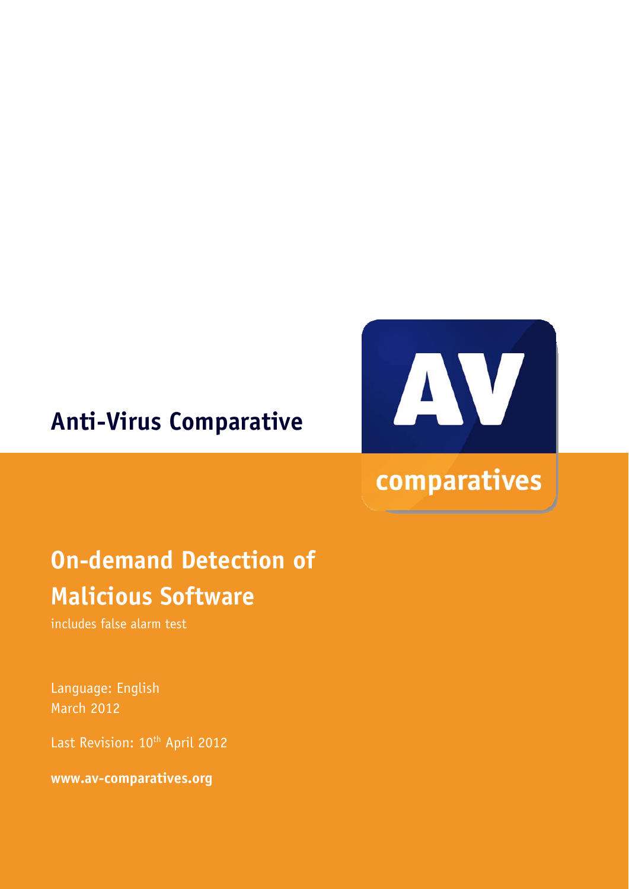# Anti-Virus Comparative

AV comparatives

## On-demand Detection of Malicious Software

includes false alarm test

Language: English
March 2012

Last Revision: 10th April 2012

**www.av-comparatives.org**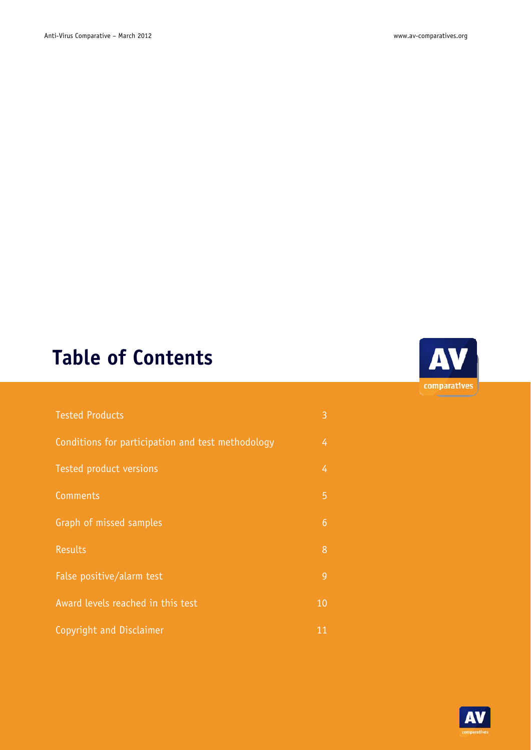# Table of Contents

| | |
|---|---|
| Tested Products | 3 |
| Conditions for participation and test methodology | 4 |
| Tested product versions | 4 |
| Comments | 5 |
| Graph of missed samples | 6 |
| Results | 8 |
| False positive/alarm test | 9 |
| Award levels reached in this test | 10 |
| Copyright and Disclaimer | 11 |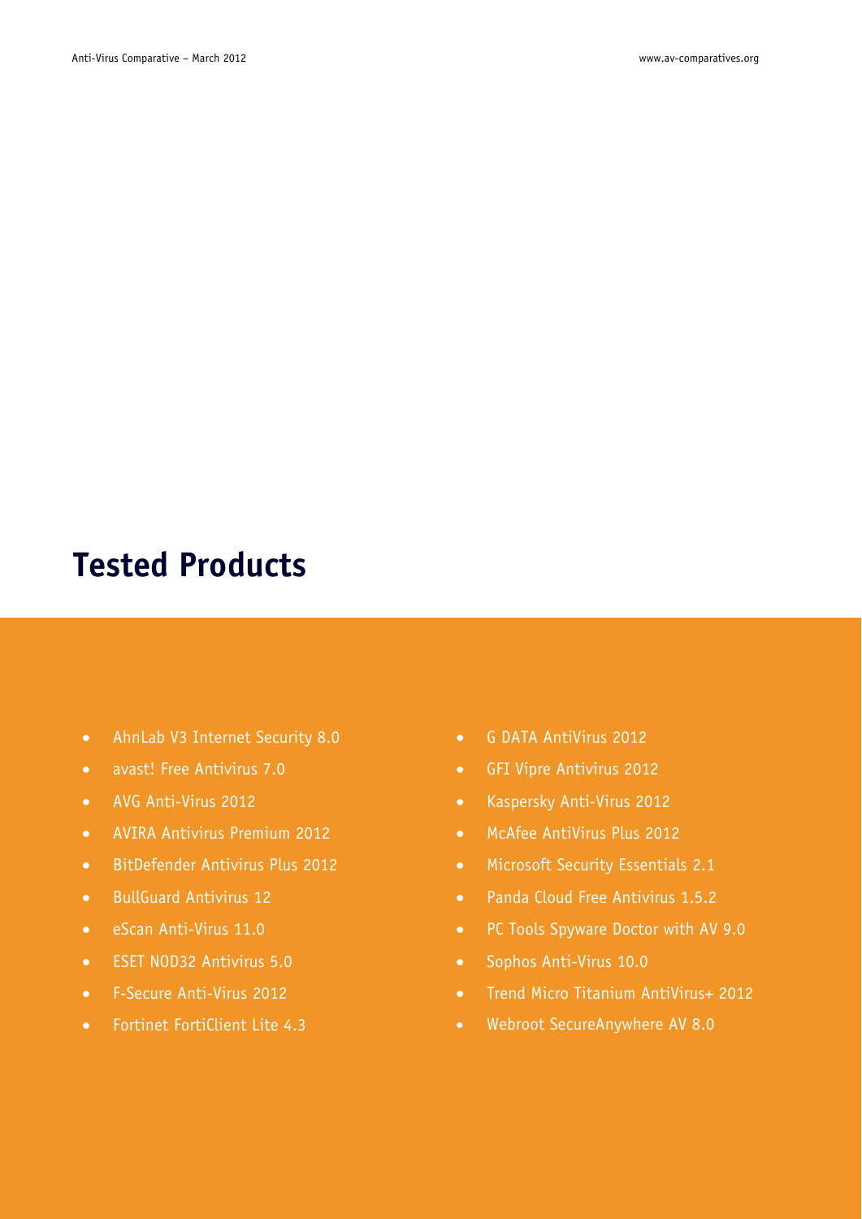# Tested Products

- AhnLab V3 Internet Security 8.0
- avast! Free Antivirus 7.0
- AVG Anti-Virus 2012
- AVIRA Antivirus Premium 2012
- BitDefender Antivirus Plus 2012
- BullGuard Antivirus 12
- eScan Anti-Virus 11.0
- ESET NOD32 Antivirus 5.0
- F-Secure Anti-Virus 2012
- Fortinet FortiClient Lite 4.3
- G DATA AntiVirus 2012
- GFI Vipre Antivirus 2012
- Kaspersky Anti-Virus 2012
- McAfee AntiVirus Plus 2012
- Microsoft Security Essentials 2.1
- Panda Cloud Free Antivirus 1.5.2
- PC Tools Spyware Doctor with AV 9.0
- Sophos Anti-Virus 10.0
- Trend Micro Titanium AntiVirus+ 2012
- Webroot SecureAnywhere AV 8.0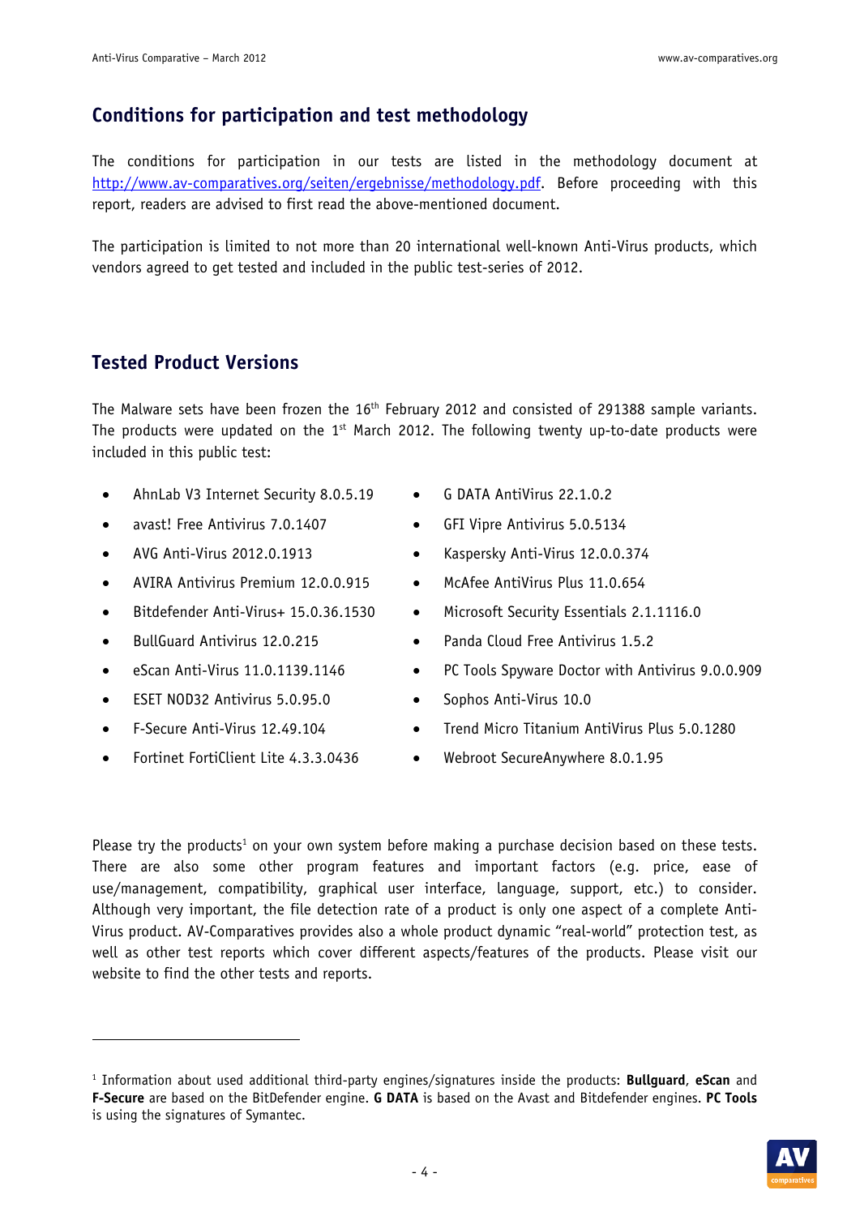## Conditions for participation and test methodology

The conditions for participation in our tests are listed in the methodology document at http://www.av-comparatives.org/seiten/ergebnisse/methodology.pdf. Before proceeding with this report, readers are advised to first read the above-mentioned document.

The participation is limited to not more than 20 international well-known Anti-Virus products, which vendors agreed to get tested and included in the public test-series of 2012.

## Tested Product Versions

The Malware sets have been frozen the 16th February 2012 and consisted of 291388 sample variants. The products were updated on the 1st March 2012. The following twenty up-to-date products were included in this public test:

- AhnLab V3 Internet Security 8.0.5.19
- avast! Free Antivirus 7.0.1407
- AVG Anti-Virus 2012.0.1913
- AVIRA Antivirus Premium 12.0.0.915
- Bitdefender Anti-Virus+ 15.0.36.1530
- BullGuard Antivirus 12.0.215
- eScan Anti-Virus 11.0.1139.1146
- ESET NOD32 Antivirus 5.0.95.0
- F-Secure Anti-Virus 12.49.104
- Fortinet FortiClient Lite 4.3.3.0436
- G DATA AntiVirus 22.1.0.2
- GFI Vipre Antivirus 5.0.5134
- Kaspersky Anti-Virus 12.0.0.374
- McAfee AntiVirus Plus 11.0.654
- Microsoft Security Essentials 2.1.1116.0
- Panda Cloud Free Antivirus 1.5.2
- PC Tools Spyware Doctor with Antivirus 9.0.0.909
- Sophos Anti-Virus 10.0
- Trend Micro Titanium AntiVirus Plus 5.0.1280
- Webroot SecureAnywhere 8.0.1.95

Please try the products[1] on your own system before making a purchase decision based on these tests. There are also some other program features and important factors (e.g. price, ease of use/management, compatibility, graphical user interface, language, support, etc.) to consider. Although very important, the file detection rate of a product is only one aspect of a complete Anti-Virus product. AV-Comparatives provides also a whole product dynamic "real-world" protection test, as well as other test reports which cover different aspects/features of the products. Please visit our website to find the other tests and reports.

---

[1] Information about used additional third-party engines/signatures inside the products: **Bullguard**, **eScan** and **F-Secure** are based on the BitDefender engine. **G DATA** is based on the Avast and Bitdefender engines. **PC Tools** is using the signatures of Symantec.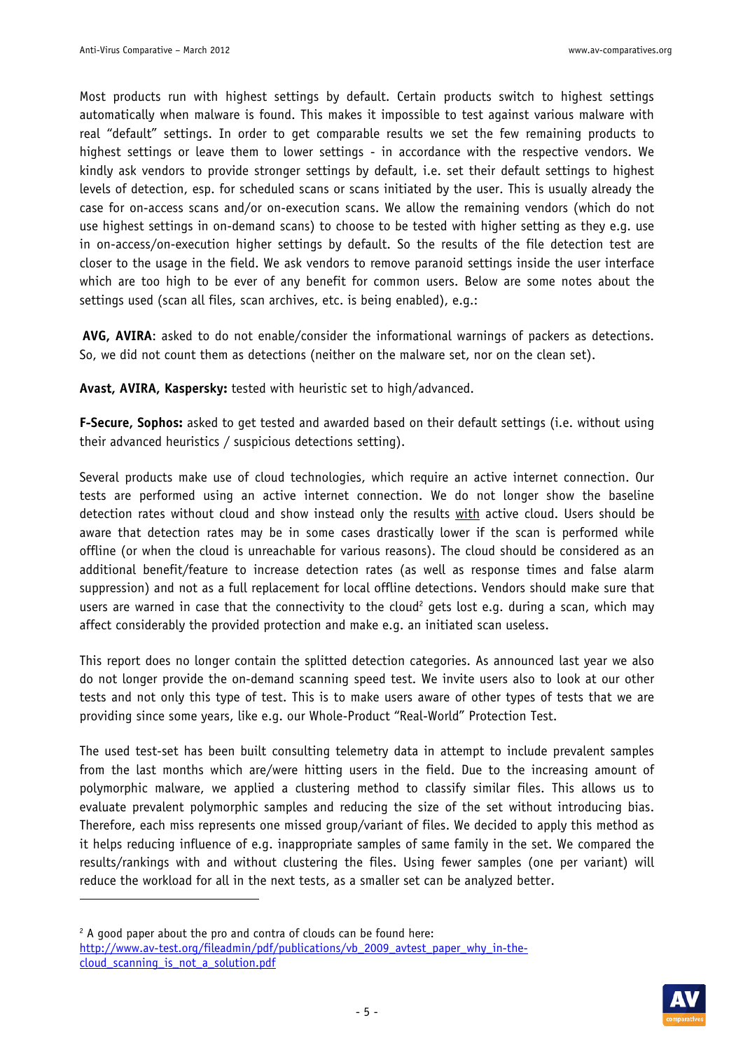Most products run with highest settings by default. Certain products switch to highest settings automatically when malware is found. This makes it impossible to test against various malware with real "default" settings. In order to get comparable results we set the few remaining products to highest settings or leave them to lower settings - in accordance with the respective vendors. We kindly ask vendors to provide stronger settings by default, i.e. set their default settings to highest levels of detection, esp. for scheduled scans or scans initiated by the user. This is usually already the case for on-access scans and/or on-execution scans. We allow the remaining vendors (which do not use highest settings in on-demand scans) to choose to be tested with higher setting as they e.g. use in on-access/on-execution higher settings by default. So the results of the file detection test are closer to the usage in the field. We ask vendors to remove paranoid settings inside the user interface which are too high to be ever of any benefit for common users. Below are some notes about the settings used (scan all files, scan archives, etc. is being enabled), e.g.:

**AVG, AVIRA**: asked to do not enable/consider the informational warnings of packers as detections. So, we did not count them as detections (neither on the malware set, nor on the clean set).

**Avast, AVIRA, Kaspersky:** tested with heuristic set to high/advanced.

**F-Secure, Sophos:** asked to get tested and awarded based on their default settings (i.e. without using their advanced heuristics / suspicious detections setting).

Several products make use of cloud technologies, which require an active internet connection. Our tests are performed using an active internet connection. We do not longer show the baseline detection rates without cloud and show instead only the results with active cloud. Users should be aware that detection rates may be in some cases drastically lower if the scan is performed while offline (or when the cloud is unreachable for various reasons). The cloud should be considered as an additional benefit/feature to increase detection rates (as well as response times and false alarm suppression) and not as a full replacement for local offline detections. Vendors should make sure that users are warned in case that the connectivity to the cloud[2] gets lost e.g. during a scan, which may affect considerably the provided protection and make e.g. an initiated scan useless.

This report does no longer contain the splitted detection categories. As announced last year we also do not longer provide the on-demand scanning speed test. We invite users also to look at our other tests and not only this type of test. This is to make users aware of other types of tests that we are providing since some years, like e.g. our Whole-Product "Real-World" Protection Test.

The used test-set has been built consulting telemetry data in attempt to include prevalent samples from the last months which are/were hitting users in the field. Due to the increasing amount of polymorphic malware, we applied a clustering method to classify similar files. This allows us to evaluate prevalent polymorphic samples and reducing the size of the set without introducing bias. Therefore, each miss represents one missed group/variant of files. We decided to apply this method as it helps reducing influence of e.g. inappropriate samples of same family in the set. We compared the results/rankings with and without clustering the files. Using fewer samples (one per variant) will reduce the workload for all in the next tests, as a smaller set can be analyzed better.

---

[2] A good paper about the pro and contra of clouds can be found here: http://www.av-test.org/fileadmin/pdf/publications/vb_2009_avtest_paper_why_in-the-cloud_scanning_is_not_a_solution.pdf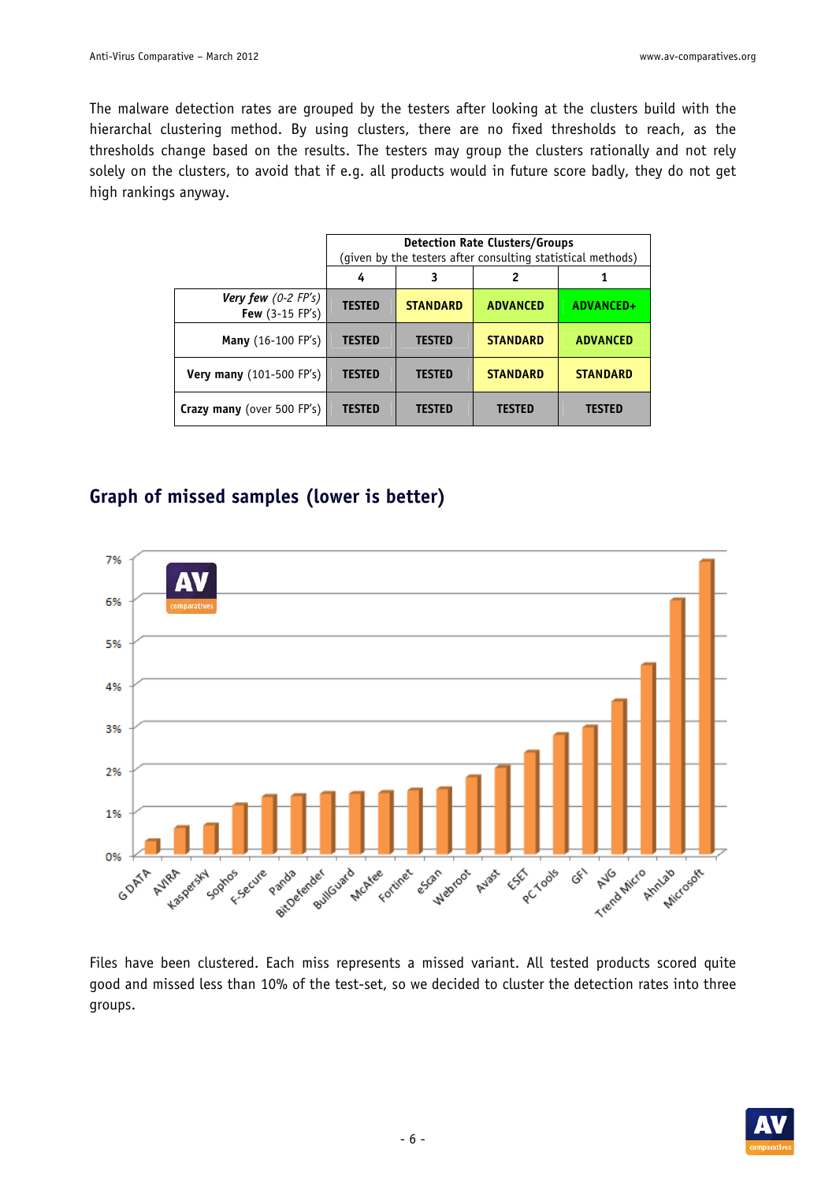The malware detection rates are grouped by the testers after looking at the clusters build with the hierarchal clustering method. By using clusters, there are no fixed thresholds to reach, as the thresholds change based on the results. The testers may group the clusters rationally and not rely solely on the clusters, to avoid that if e.g. all products would in future score badly, they do not get high rankings anyway.

| | Detection Rate Clusters/Groups (given by the testers after consulting statistical methods) | | | |
|---|---|---|---|---|
| | 4 | 3 | 2 | 1 |
| ***Very few*** *(0-2 FP's)* **Few** (3-15 FP's) | TESTED | STANDARD | ADVANCED | ADVANCED+ |
| **Many** (16-100 FP's) | TESTED | TESTED | STANDARD | ADVANCED |
| **Very many** (101-500 FP's) | TESTED | TESTED | STANDARD | STANDARD |
| **Crazy many** (over 500 FP's) | TESTED | TESTED | TESTED | TESTED |

## Graph of missed samples (lower is better)

Files have been clustered. Each miss represents a missed variant. All tested products scored quite good and missed less than 10% of the test-set, so we decided to cluster the detection rates into three groups.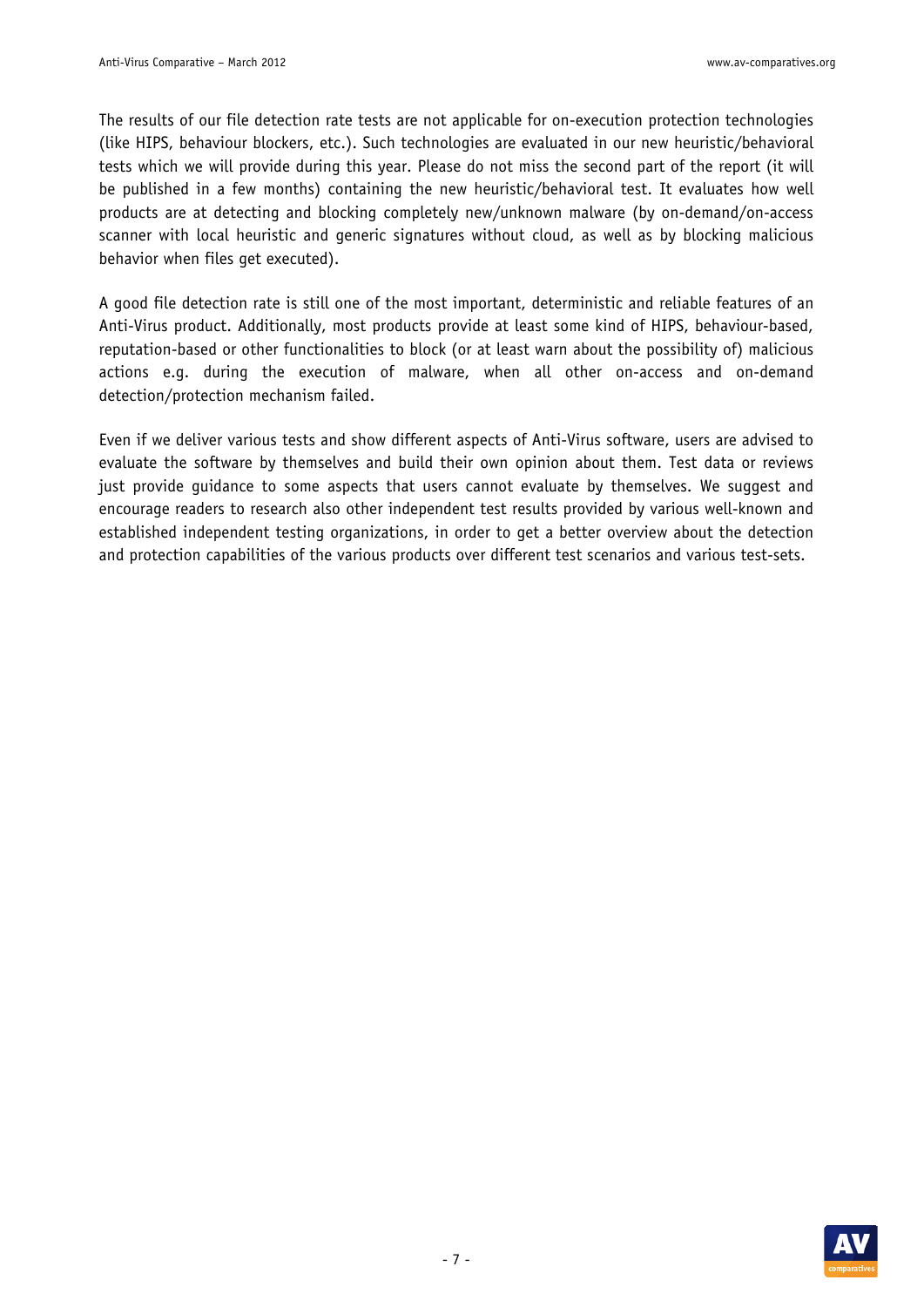The results of our file detection rate tests are not applicable for on-execution protection technologies (like HIPS, behaviour blockers, etc.). Such technologies are evaluated in our new heuristic/behavioral tests which we will provide during this year. Please do not miss the second part of the report (it will be published in a few months) containing the new heuristic/behavioral test. It evaluates how well products are at detecting and blocking completely new/unknown malware (by on-demand/on-access scanner with local heuristic and generic signatures without cloud, as well as by blocking malicious behavior when files get executed).

A good file detection rate is still one of the most important, deterministic and reliable features of an Anti-Virus product. Additionally, most products provide at least some kind of HIPS, behaviour-based, reputation-based or other functionalities to block (or at least warn about the possibility of) malicious actions e.g. during the execution of malware, when all other on-access and on-demand detection/protection mechanism failed.

Even if we deliver various tests and show different aspects of Anti-Virus software, users are advised to evaluate the software by themselves and build their own opinion about them. Test data or reviews just provide guidance to some aspects that users cannot evaluate by themselves. We suggest and encourage readers to research also other independent test results provided by various well-known and established independent testing organizations, in order to get a better overview about the detection and protection capabilities of the various products over different test scenarios and various test-sets.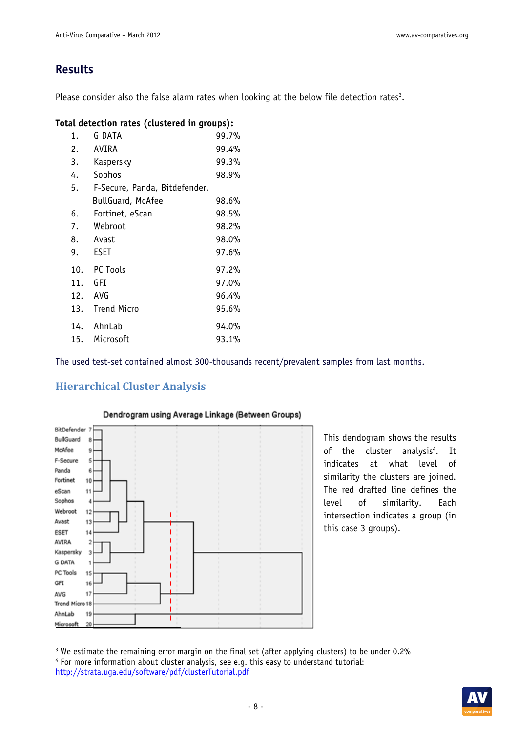## Results

Please consider also the false alarm rates when looking at the below file detection rates[3].

**Total detection rates (clustered in groups):**

| | | |
|---|---|---|
| 1. | G DATA | 99.7% |
| 2. | AVIRA | 99.4% |
| 3. | Kaspersky | 99.3% |
| 4. | Sophos | 98.9% |
| 5. | F-Secure, Panda, Bitdefender, BullGuard, McAfee | 98.6% |
| 6. | Fortinet, eScan | 98.5% |
| 7. | Webroot | 98.2% |
| 8. | Avast | 98.0% |
| 9. | ESET | 97.6% |
| 10. | PC Tools | 97.2% |
| 11. | GFI | 97.0% |
| 12. | AVG | 96.4% |
| 13. | Trend Micro | 95.6% |
| 14. | AhnLab | 94.0% |
| 15. | Microsoft | 93.1% |

The used test-set contained almost 300-thousands recent/prevalent samples from last months.

## Hierarchical Cluster Analysis

Dendrogram using Average Linkage (Between Groups)

This dendogram shows the results of the cluster analysis[4]. It indicates at what level of similarity the clusters are joined. The red drafted line defines the level of similarity. Each intersection indicates a group (in this case 3 groups).

[3] We estimate the remaining error margin on the final set (after applying clusters) to be under 0.2%

[4] For more information about cluster analysis, see e.g. this easy to understand tutorial: http://strata.uga.edu/software/pdf/clusterTutorial.pdf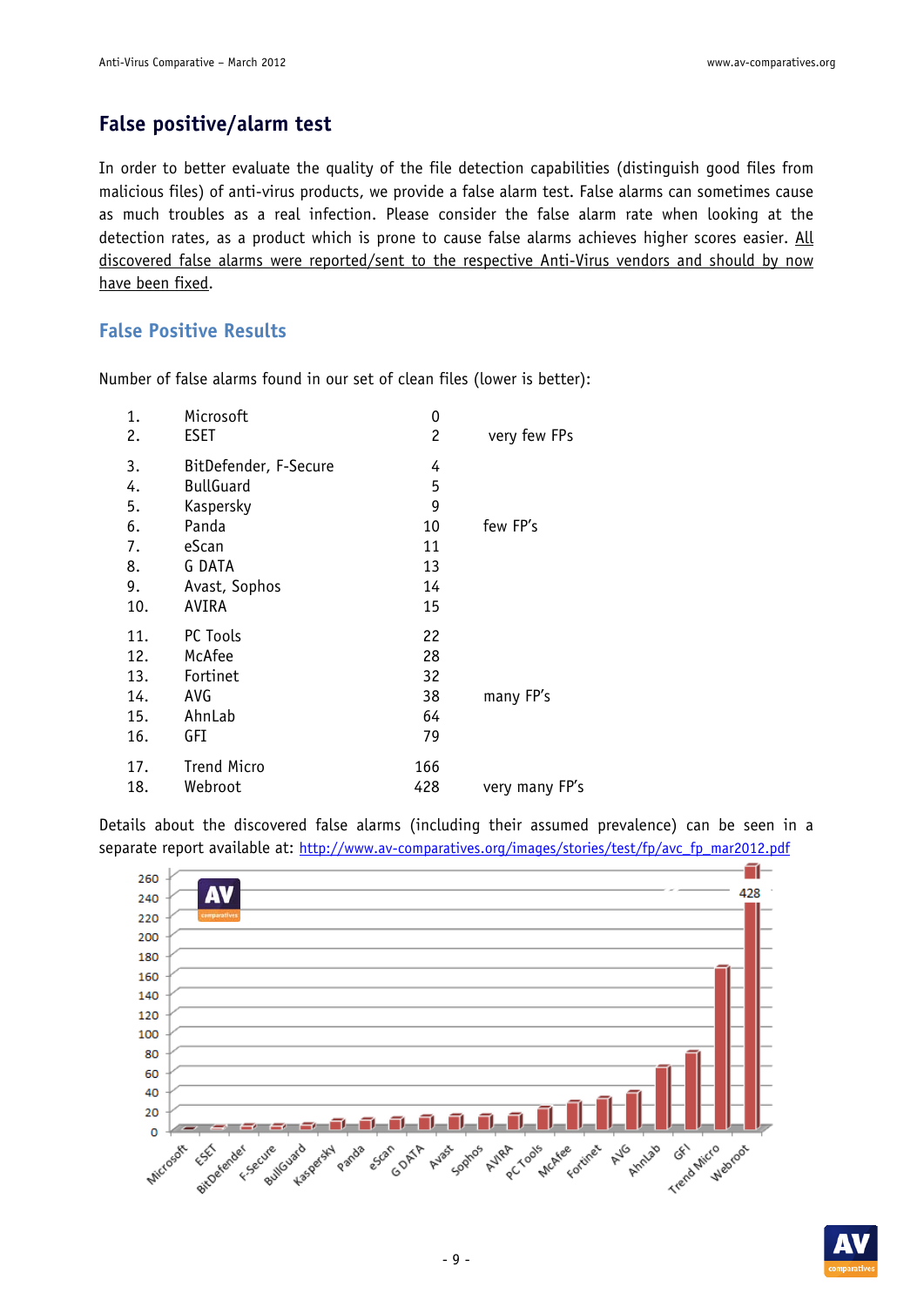# False positive/alarm test

In order to better evaluate the quality of the file detection capabilities (distinguish good files from malicious files) of anti-virus products, we provide a false alarm test. False alarms can sometimes cause as much troubles as a real infection. Please consider the false alarm rate when looking at the detection rates, as a product which is prone to cause false alarms achieves higher scores easier. <u>All discovered false alarms were reported/sent to the respective Anti-Virus vendors and should by now have been fixed</u>.

## False Positive Results

Number of false alarms found in our set of clean files (lower is better):

| | | | |
|---|---|---|---|
| 1. | Microsoft | 0 | very few FPs |
| 2. | ESET | 2 | |
| 3. | BitDefender, F-Secure | 4 | few FP's |
| 4. | BullGuard | 5 | |
| 5. | Kaspersky | 9 | |
| 6. | Panda | 10 | |
| 7. | eScan | 11 | |
| 8. | G DATA | 13 | |
| 9. | Avast, Sophos | 14 | |
| 10. | AVIRA | 15 | |
| 11. | PC Tools | 22 | many FP's |
| 12. | McAfee | 28 | |
| 13. | Fortinet | 32 | |
| 14. | AVG | 38 | |
| 15. | AhnLab | 64 | |
| 16. | GFI | 79 | |
| 17. | Trend Micro | 166 | very many FP's |
| 18. | Webroot | 428 | |

Details about the discovered false alarms (including their assumed prevalence) can be seen in a separate report available at: http://www.av-comparatives.org/images/stories/test/fp/avc_fp_mar2012.pdf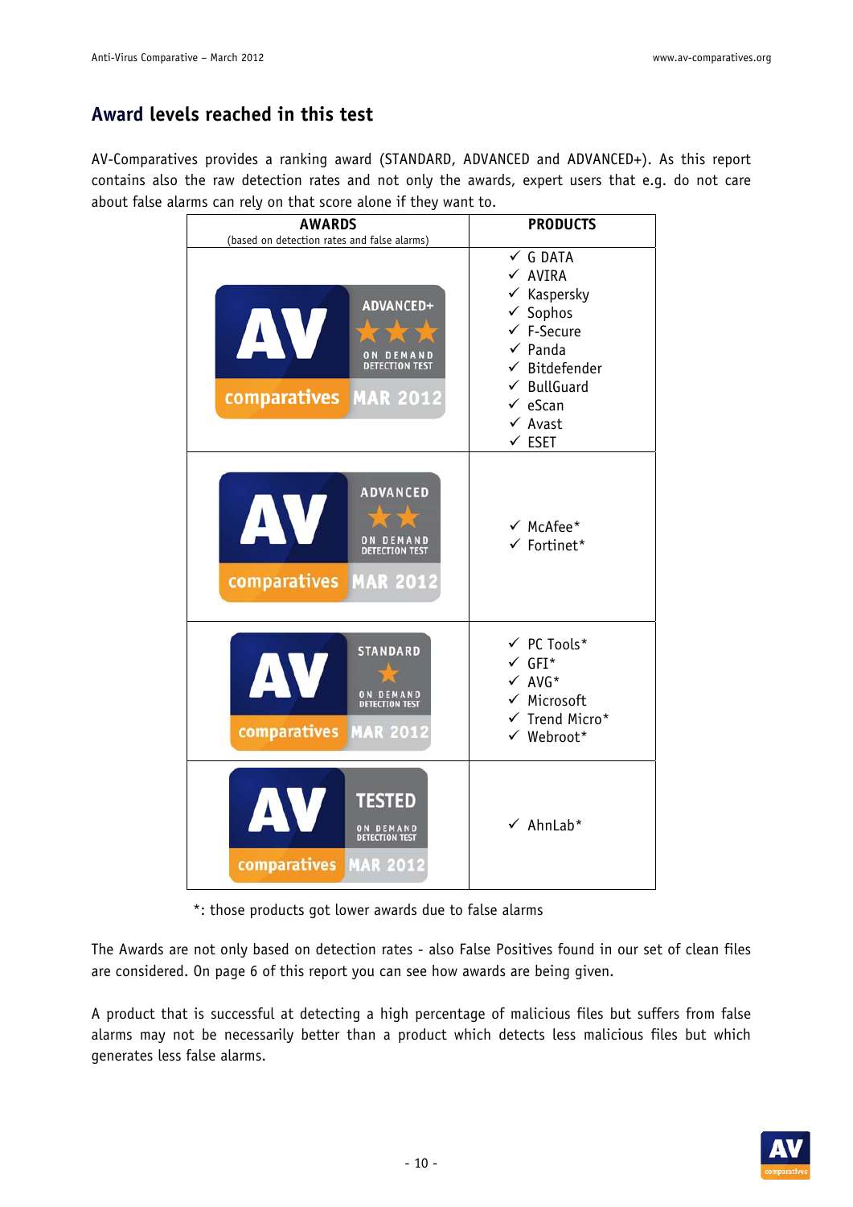## Award levels reached in this test

AV-Comparatives provides a ranking award (STANDARD, ADVANCED and ADVANCED+). As this report contains also the raw detection rates and not only the awards, expert users that e.g. do not care about false alarms can rely on that score alone if they want to.

| AWARDS (based on detection rates and false alarms) | PRODUCTS |
|---|---|
| ADVANCED+ ON DEMAND DETECTION TEST MAR 2012 | ✓ G DATA<br>✓ AVIRA<br>✓ Kaspersky<br>✓ Sophos<br>✓ F-Secure<br>✓ Panda<br>✓ Bitdefender<br>✓ BullGuard<br>✓ eScan<br>✓ Avast<br>✓ ESET |
| ADVANCED ON DEMAND DETECTION TEST MAR 2012 | ✓ McAfee*<br>✓ Fortinet* |
| STANDARD ON DEMAND DETECTION TEST MAR 2012 | ✓ PC Tools*<br>✓ GFI*<br>✓ AVG*<br>✓ Microsoft<br>✓ Trend Micro*<br>✓ Webroot* |
| TESTED ON DEMAND DETECTION TEST MAR 2012 | ✓ AhnLab* |

*: those products got lower awards due to false alarms

The Awards are not only based on detection rates - also False Positives found in our set of clean files are considered. On page 6 of this report you can see how awards are being given.

A product that is successful at detecting a high percentage of malicious files but suffers from false alarms may not be necessarily better than a product which detects less malicious files but which generates less false alarms.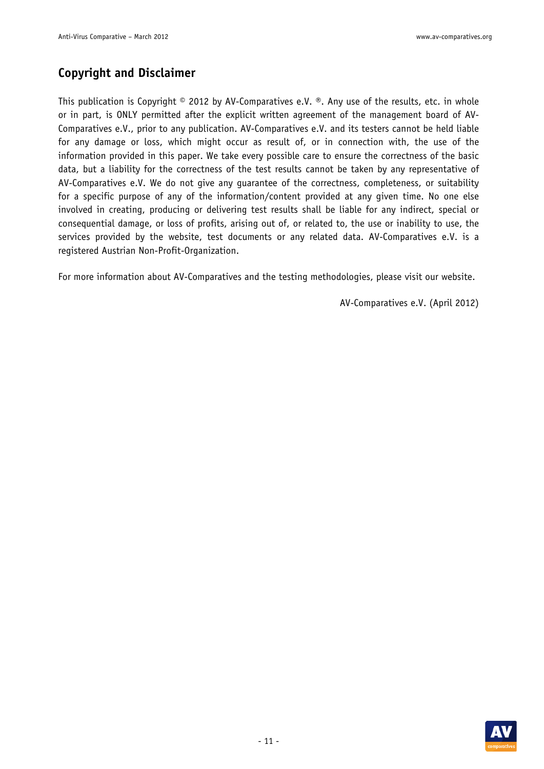## Copyright and Disclaimer

This publication is Copyright © 2012 by AV-Comparatives e.V. ®. Any use of the results, etc. in whole or in part, is ONLY permitted after the explicit written agreement of the management board of AV-Comparatives e.V., prior to any publication. AV-Comparatives e.V. and its testers cannot be held liable for any damage or loss, which might occur as result of, or in connection with, the use of the information provided in this paper. We take every possible care to ensure the correctness of the basic data, but a liability for the correctness of the test results cannot be taken by any representative of AV-Comparatives e.V. We do not give any guarantee of the correctness, completeness, or suitability for a specific purpose of any of the information/content provided at any given time. No one else involved in creating, producing or delivering test results shall be liable for any indirect, special or consequential damage, or loss of profits, arising out of, or related to, the use or inability to use, the services provided by the website, test documents or any related data. AV-Comparatives e.V. is a registered Austrian Non-Profit-Organization.

For more information about AV-Comparatives and the testing methodologies, please visit our website.

AV-Comparatives e.V. (April 2012)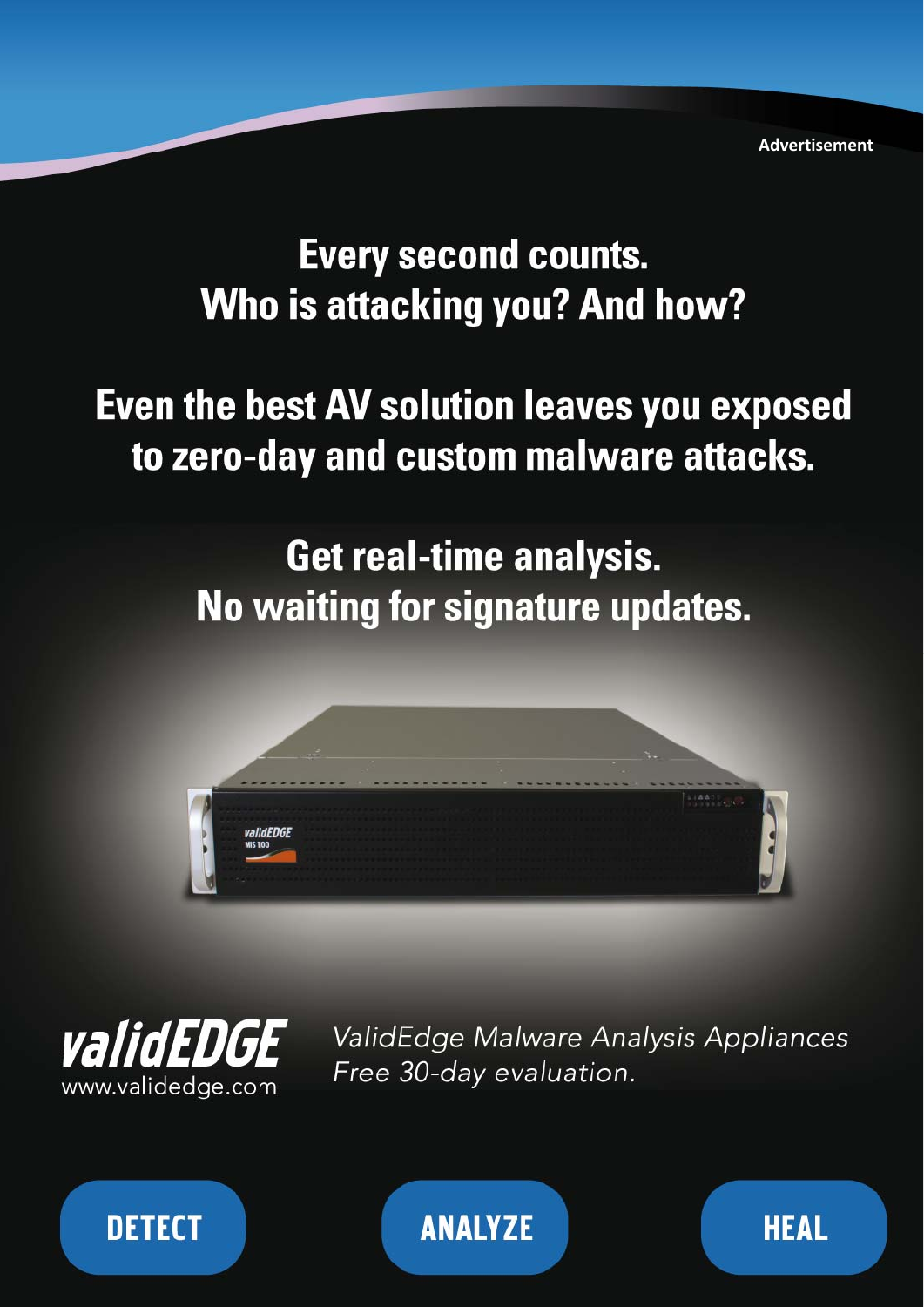Advertisement

# Every second counts. Who is attacking you? And how?

## Even the best AV solution leaves you exposed to zero-day and custom malware attacks.

## Get real-time analysis. No waiting for signature updates.

**validEDGE**
www.validedge.com

*ValidEdge Malware Analysis Appliances*
*Free 30-day evaluation.*

**DETECT** **ANALYZE** **HEAL**